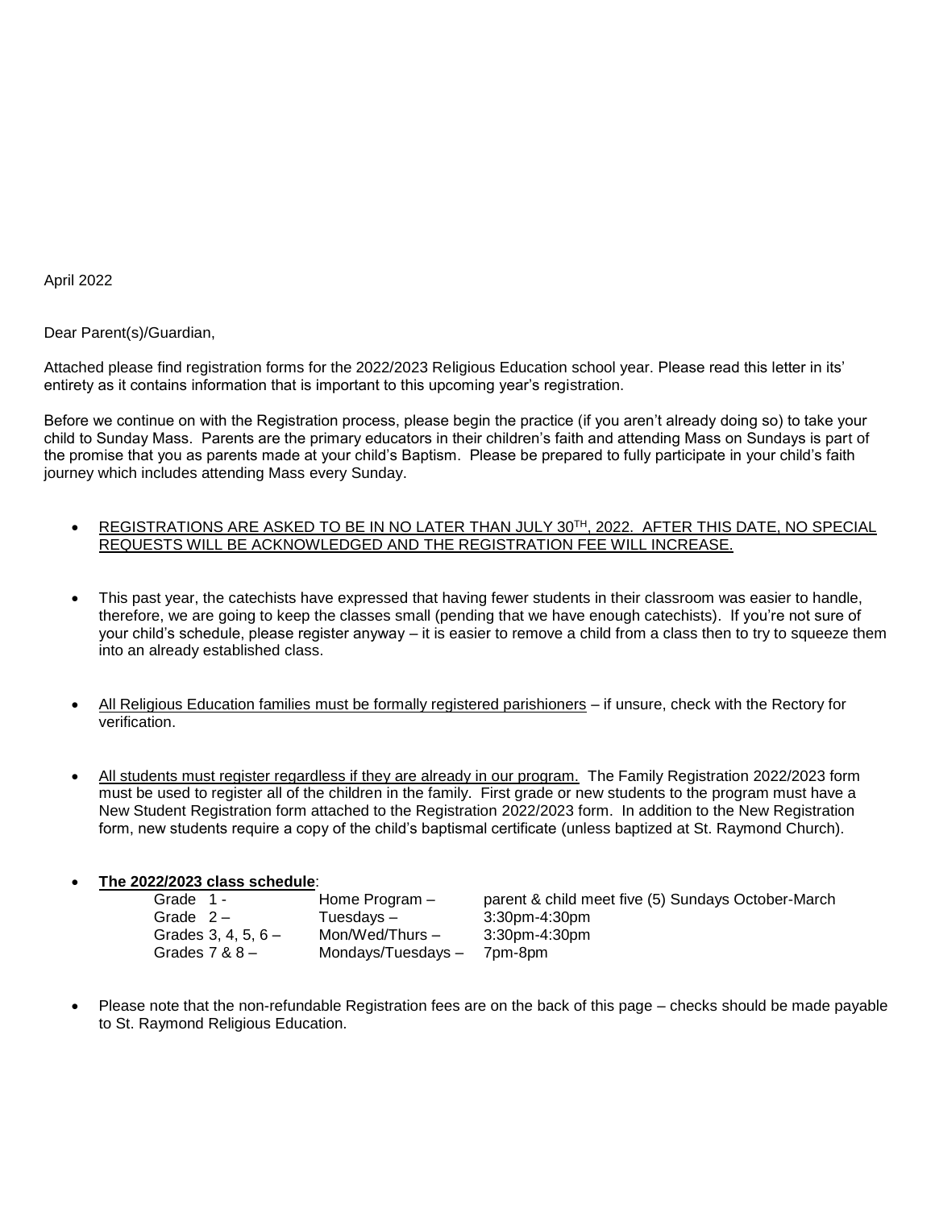April 2022

Dear Parent(s)/Guardian,

Attached please find registration forms for the 2022/2023 Religious Education school year. Please read this letter in its' entirety as it contains information that is important to this upcoming year's registration.

Before we continue on with the Registration process, please begin the practice (if you aren't already doing so) to take your child to Sunday Mass. Parents are the primary educators in their children's faith and attending Mass on Sundays is part of the promise that you as parents made at your child's Baptism. Please be prepared to fully participate in your child's faith journey which includes attending Mass every Sunday.

- <u>REGISTRATIONS ARE ASKED TO BE IN NO LATER THAN JULY 30TH, 2022. AFTER THIS DATE, NO SPECIAL REQUESTS WILL BE ACKNOWLEDGED AND THE REGISTRATION FEE WILL INCREASE.</u>

- This past year, the catechists have expressed that having fewer students in their classroom was easier to handle, therefore, we are going to keep the classes small (pending that we have enough catechists). If you're not sure of your child's schedule, please register anyway – it is easier to remove a child from a class then to try to squeeze them into an already established class.

- <u>All Religious Education families must be formally registered parishioners</u> – if unsure, check with the Rectory for verification.

- <u>All students must register regardless if they are already in our program.</u> The Family Registration 2022/2023 form must be used to register all of the children in the family. First grade or new students to the program must have a New Student Registration form attached to the Registration 2022/2023 form. In addition to the New Registration form, new students require a copy of the child's baptismal certificate (unless baptized at St. Raymond Church).

- **<u>The 2022/2023 class schedule</u>**:

| | | |
|---|---|---|
| Grade 1 - | Home Program – | parent & child meet five (5) Sundays October-March |
| Grade 2 – | Tuesdays – | 3:30pm-4:30pm |
| Grades 3, 4, 5, 6 – | Mon/Wed/Thurs – | 3:30pm-4:30pm |
| Grades 7 & 8 – | Mondays/Tuesdays – | 7pm-8pm |

- Please note that the non-refundable Registration fees are on the back of this page – checks should be made payable to St. Raymond Religious Education.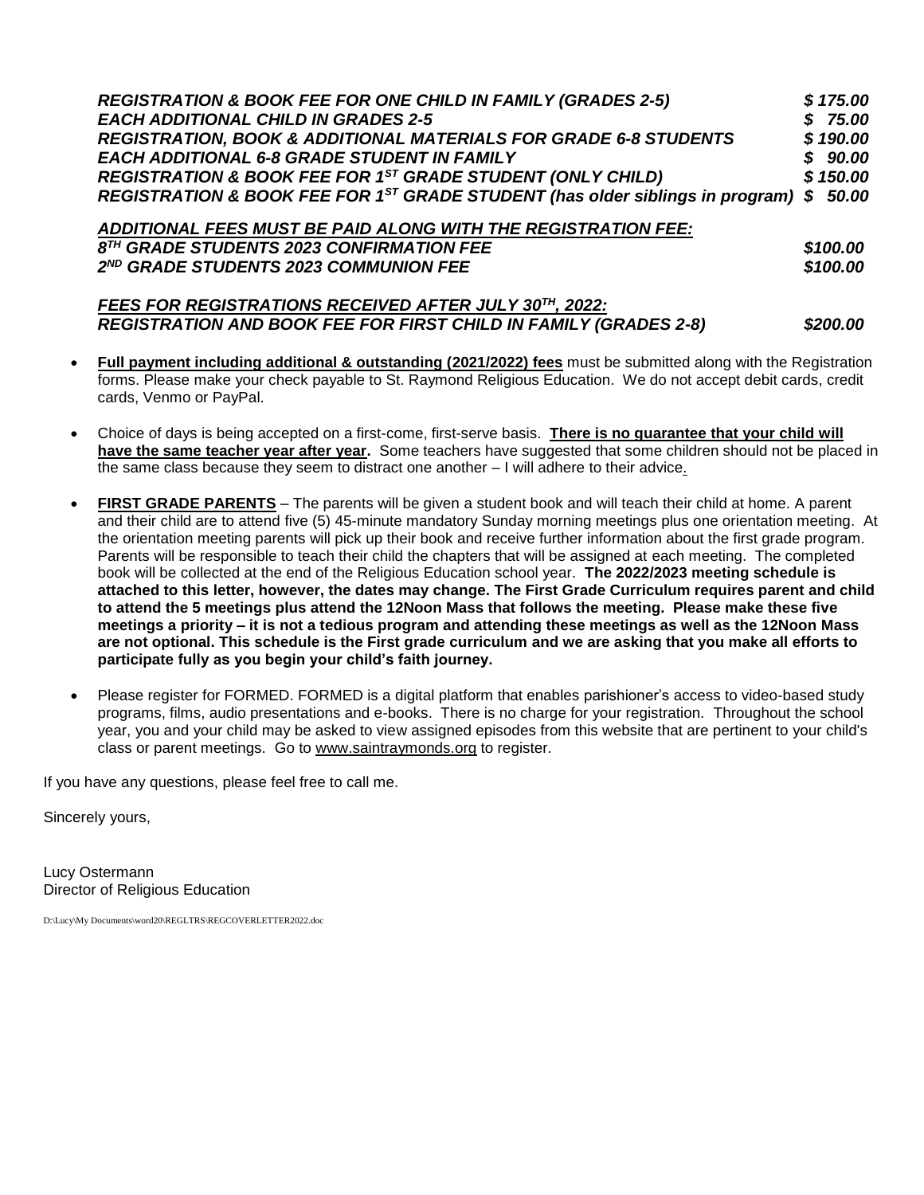| | |
|---|---|
| ***REGISTRATION & BOOK FEE FOR ONE CHILD IN FAMILY (GRADES 2-5)*** | ***$ 175.00*** |
| ***EACH ADDITIONAL CHILD IN GRADES 2-5*** | ***$ 75.00*** |
| ***REGISTRATION, BOOK & ADDITIONAL MATERIALS FOR GRADE 6-8 STUDENTS*** | ***$ 190.00*** |
| ***EACH ADDITIONAL 6-8 GRADE STUDENT IN FAMILY*** | ***$ 90.00*** |
| ***REGISTRATION & BOOK FEE FOR 1ST GRADE STUDENT (ONLY CHILD)*** | ***$ 150.00*** |
| ***REGISTRATION & BOOK FEE FOR 1ST GRADE STUDENT (has older siblings in program)*** | ***$ 50.00*** |

***ADDITIONAL FEES MUST BE PAID ALONG WITH THE REGISTRATION FEE:***

| | |
|---|---|
| ***8TH GRADE STUDENTS 2023 CONFIRMATION FEE*** | ***$100.00*** |
| ***2ND GRADE STUDENTS 2023 COMMUNION FEE*** | ***$100.00*** |

***FEES FOR REGISTRATIONS RECEIVED AFTER JULY 30TH, 2022:***

| | |
|---|---|
| ***REGISTRATION AND BOOK FEE FOR FIRST CHILD IN FAMILY (GRADES 2-8)*** | ***$200.00*** |

- **Full payment including additional & outstanding (2021/2022) fees** must be submitted along with the Registration forms. Please make your check payable to St. Raymond Religious Education. We do not accept debit cards, credit cards, Venmo or PayPal.

- Choice of days is being accepted on a first-come, first-serve basis. **There is no guarantee that your child will have the same teacher year after year.** Some teachers have suggested that some children should not be placed in the same class because they seem to distract one another – I will adhere to their advice.

- **FIRST GRADE PARENTS** – The parents will be given a student book and will teach their child at home. A parent and their child are to attend five (5) 45-minute mandatory Sunday morning meetings plus one orientation meeting. At the orientation meeting parents will pick up their book and receive further information about the first grade program. Parents will be responsible to teach their child the chapters that will be assigned at each meeting. The completed book will be collected at the end of the Religious Education school year. **The 2022/2023 meeting schedule is attached to this letter, however, the dates may change. The First Grade Curriculum requires parent and child to attend the 5 meetings plus attend the 12Noon Mass that follows the meeting. Please make these five meetings a priority – it is not a tedious program and attending these meetings as well as the 12Noon Mass are not optional. This schedule is the First grade curriculum and we are asking that you make all efforts to participate fully as you begin your child's faith journey.**

- Please register for FORMED. FORMED is a digital platform that enables parishioner's access to video-based study programs, films, audio presentations and e-books. There is no charge for your registration. Throughout the school year, you and your child may be asked to view assigned episodes from this website that are pertinent to your child's class or parent meetings. Go to www.saintraymonds.org to register.

If you have any questions, please feel free to call me.

Sincerely yours,

Lucy Ostermann
Director of Religious Education

D:\Lucy\My Documents\word20\REGLTRS\REGCOVERLETTER2022.doc